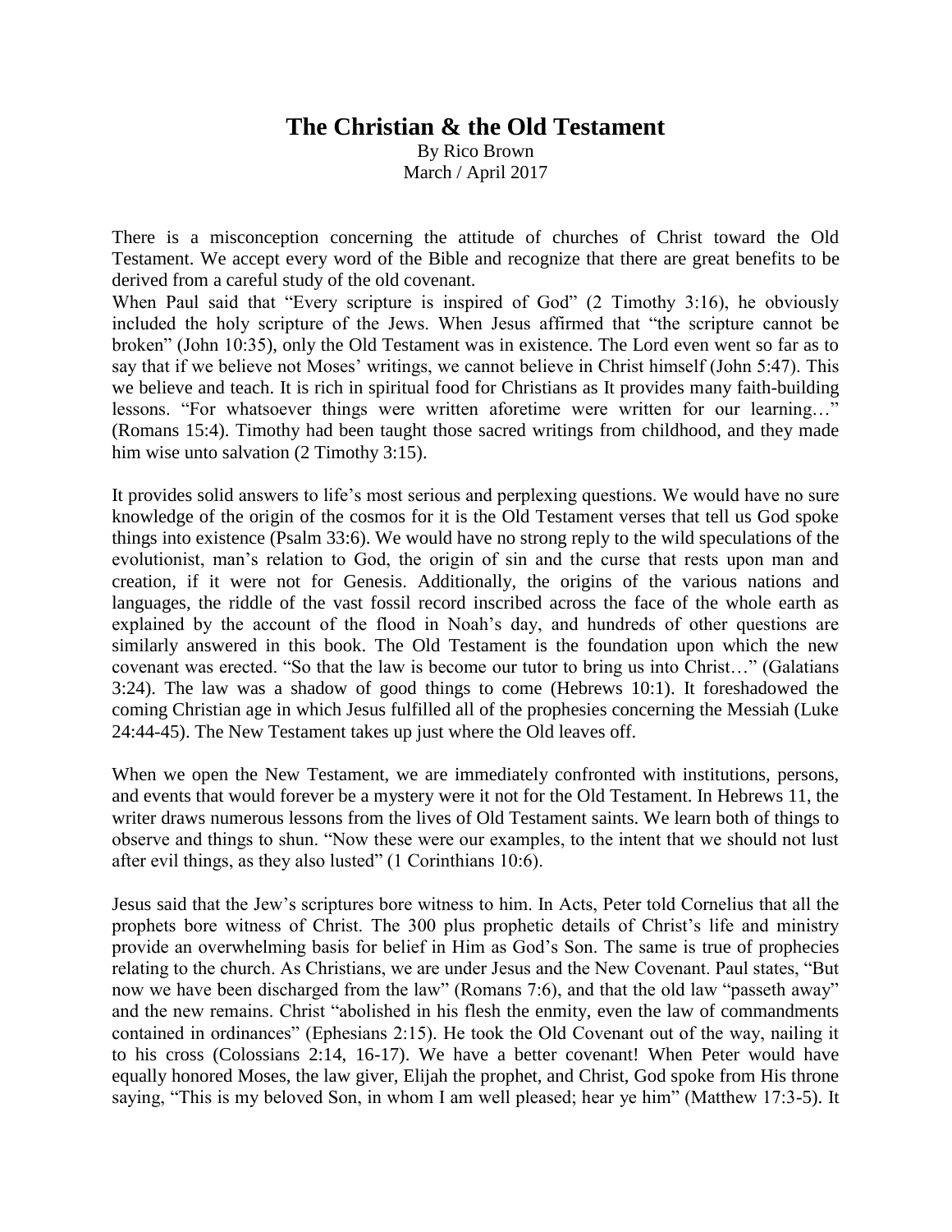# The Christian & the Old Testament

By Rico Brown
March / April 2017

There is a misconception concerning the attitude of churches of Christ toward the Old Testament. We accept every word of the Bible and recognize that there are great benefits to be derived from a careful study of the old covenant.

When Paul said that "Every scripture is inspired of God" (2 Timothy 3:16), he obviously included the holy scripture of the Jews. When Jesus affirmed that "the scripture cannot be broken" (John 10:35), only the Old Testament was in existence. The Lord even went so far as to say that if we believe not Moses' writings, we cannot believe in Christ himself (John 5:47). This we believe and teach. It is rich in spiritual food for Christians as It provides many faith-building lessons. "For whatsoever things were written aforetime were written for our learning…" (Romans 15:4). Timothy had been taught those sacred writings from childhood, and they made him wise unto salvation (2 Timothy 3:15).

It provides solid answers to life's most serious and perplexing questions. We would have no sure knowledge of the origin of the cosmos for it is the Old Testament verses that tell us God spoke things into existence (Psalm 33:6). We would have no strong reply to the wild speculations of the evolutionist, man's relation to God, the origin of sin and the curse that rests upon man and creation, if it were not for Genesis. Additionally, the origins of the various nations and languages, the riddle of the vast fossil record inscribed across the face of the whole earth as explained by the account of the flood in Noah's day, and hundreds of other questions are similarly answered in this book. The Old Testament is the foundation upon which the new covenant was erected. "So that the law is become our tutor to bring us into Christ…" (Galatians 3:24). The law was a shadow of good things to come (Hebrews 10:1). It foreshadowed the coming Christian age in which Jesus fulfilled all of the prophesies concerning the Messiah (Luke 24:44-45). The New Testament takes up just where the Old leaves off.

When we open the New Testament, we are immediately confronted with institutions, persons, and events that would forever be a mystery were it not for the Old Testament. In Hebrews 11, the writer draws numerous lessons from the lives of Old Testament saints. We learn both of things to observe and things to shun. "Now these were our examples, to the intent that we should not lust after evil things, as they also lusted" (1 Corinthians 10:6).

Jesus said that the Jew's scriptures bore witness to him. In Acts, Peter told Cornelius that all the prophets bore witness of Christ. The 300 plus prophetic details of Christ's life and ministry provide an overwhelming basis for belief in Him as God's Son. The same is true of prophecies relating to the church. As Christians, we are under Jesus and the New Covenant. Paul states, "But now we have been discharged from the law" (Romans 7:6), and that the old law "passeth away" and the new remains. Christ "abolished in his flesh the enmity, even the law of commandments contained in ordinances" (Ephesians 2:15). He took the Old Covenant out of the way, nailing it to his cross (Colossians 2:14, 16-17). We have a better covenant! When Peter would have equally honored Moses, the law giver, Elijah the prophet, and Christ, God spoke from His throne saying, "This is my beloved Son, in whom I am well pleased; hear ye him" (Matthew 17:3-5). It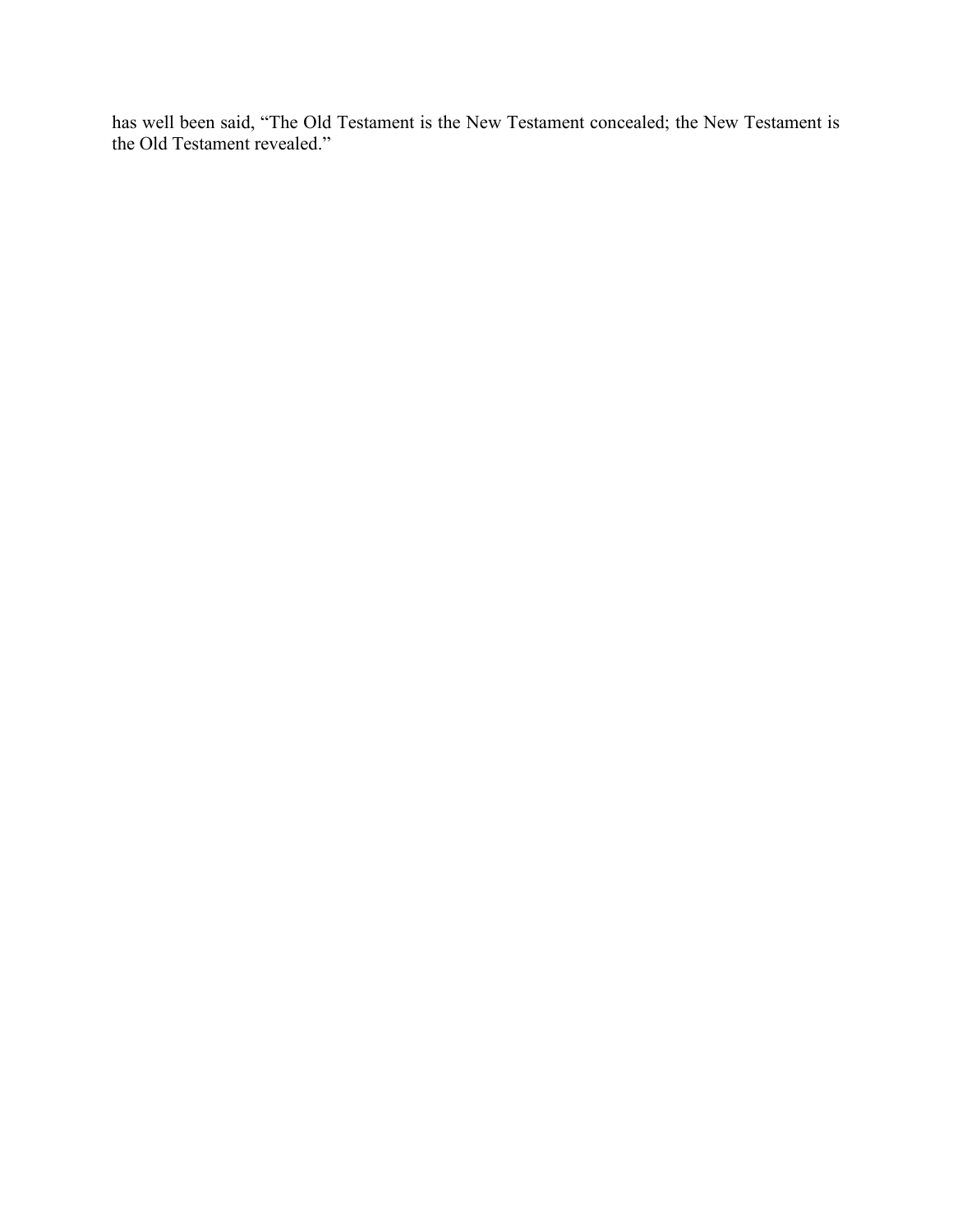has well been said, “The Old Testament is the New Testament concealed; the New Testament is the Old Testament revealed.”